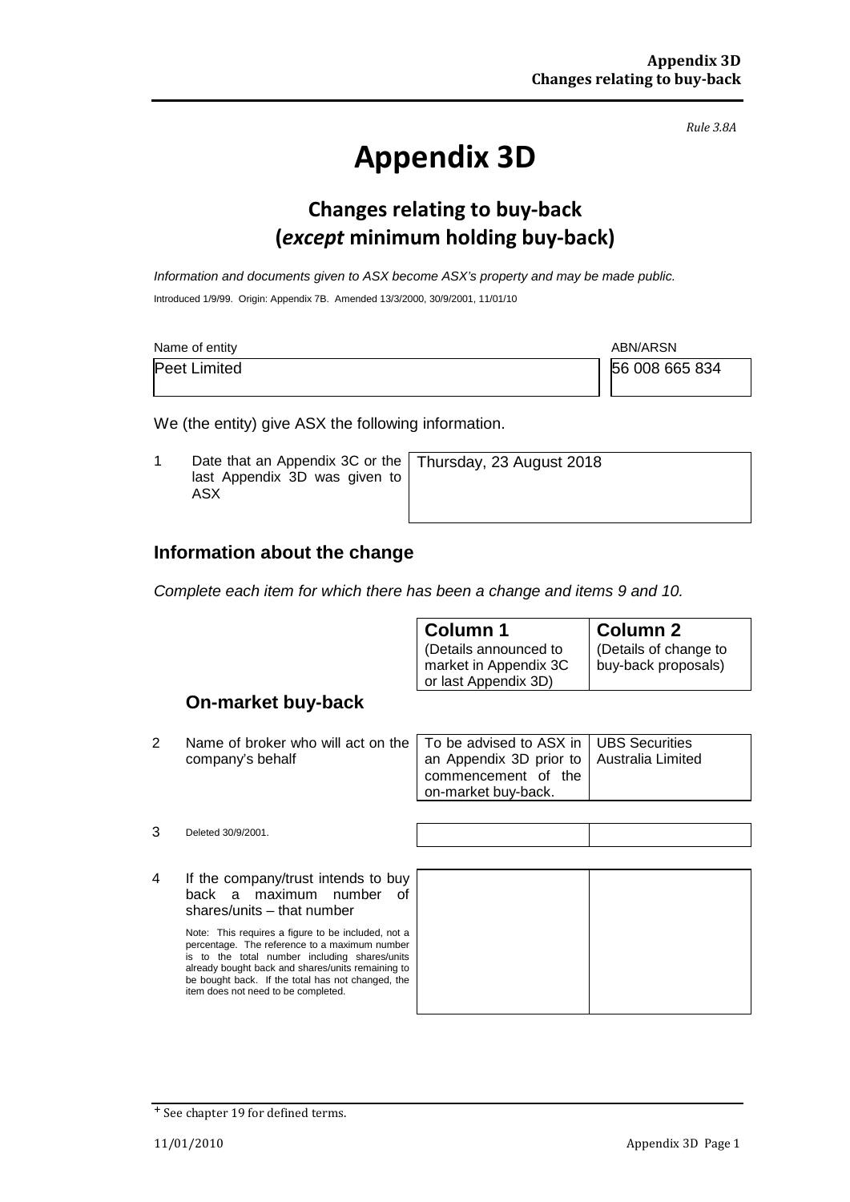*Rule 3.8A*

# Appendix 3D

## Changes relating to buy-back (*except* minimum holding buy-back)

*Information and documents given to ASX become ASX's property and may be made public.*

Introduced 1/9/99. Origin: Appendix 7B. Amended 13/3/2000, 30/9/2001, 11/01/10

| Name of entity | ABN/ARSN |
|---|---|
| Peet Limited | 56 008 665 834 |

We (the entity) give ASX the following information.

| | | |
|---|---|---|
| 1 | Date that an Appendix 3C or the last Appendix 3D was given to ASX | Thursday, 23 August 2018 |

## Information about the change

*Complete each item for which there has been a change and items 9 and 10.*

| | | **Column 1** (Details announced to market in Appendix 3C or last Appendix 3D) | **Column 2** (Details of change to buy-back proposals) |
|---|---|---|---|
| | **On-market buy-back** | | |
| 2 | Name of broker who will act on the company's behalf | To be advised to ASX in an Appendix 3D prior to commencement of the on-market buy-back. | UBS Securities Australia Limited |
| 3 | Deleted 30/9/2001. | | |
| 4 | If the company/trust intends to buy back a maximum number of shares/units – that number<br><br>Note: This requires a figure to be included, not a percentage. The reference to a maximum number is to the total number including shares/units already bought back and shares/units remaining to be bought back. If the total has not changed, the item does not need to be completed. | | |

+ See chapter 19 for defined terms.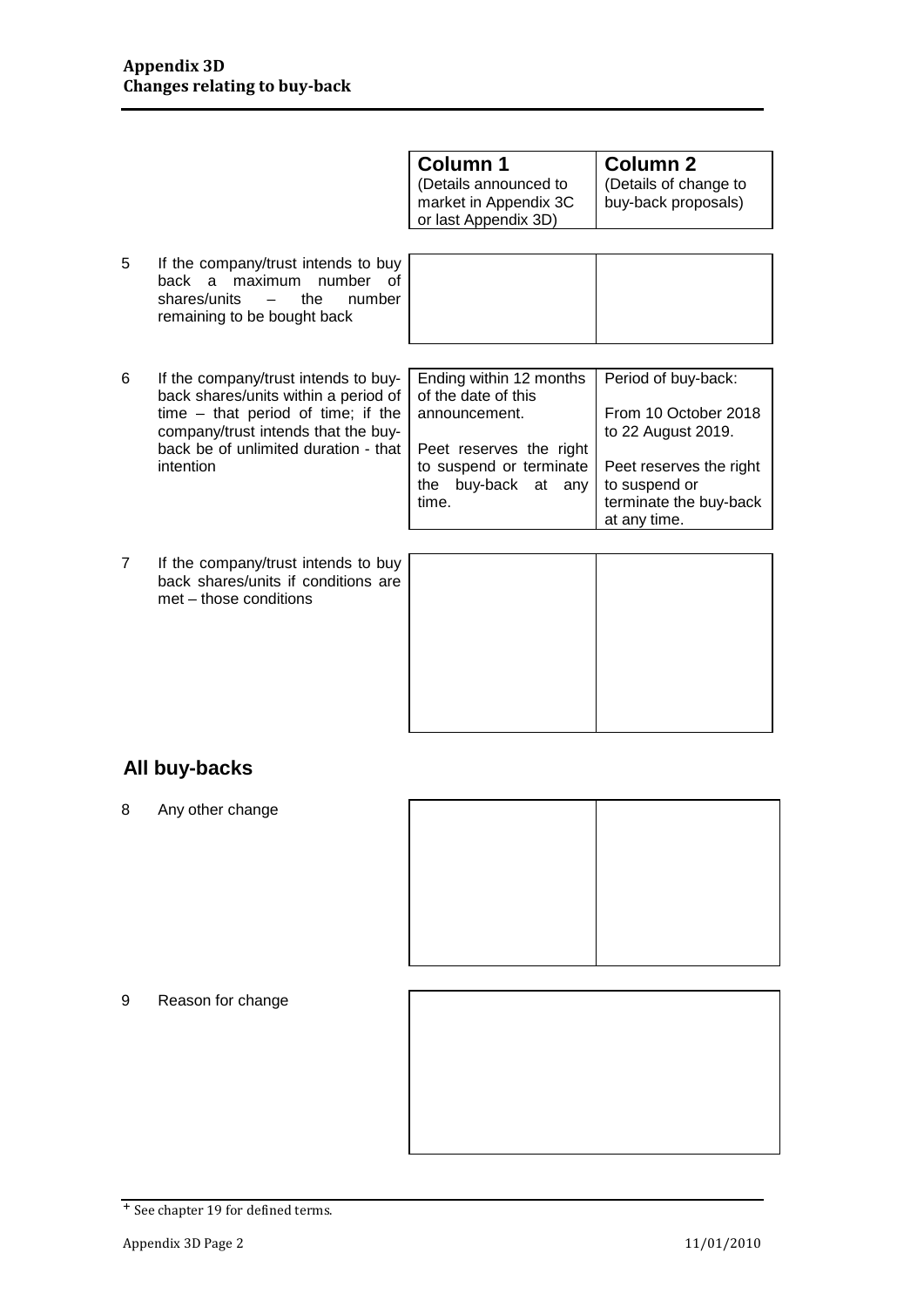| | Column 1 (Details announced to market in Appendix 3C or last Appendix 3D) | Column 2 (Details of change to buy-back proposals) |
|---|---|---|
| 5 If the company/trust intends to buy back a maximum number of shares/units – the number remaining to be bought back | | |
| 6 If the company/trust intends to buy-back shares/units within a period of time – that period of time; if the company/trust intends that the buy-back be of unlimited duration - that intention | Ending within 12 months of the date of this announcement. Peet reserves the right to suspend or terminate the buy-back at any time. | Period of buy-back: From 10 October 2018 to 22 August 2019. Peet reserves the right to suspend or terminate the buy-back at any time. |
| 7 If the company/trust intends to buy back shares/units if conditions are met – those conditions | | |

## All buy-backs

| | | |
|---|---|---|
| 8 Any other change | | |
| 9 Reason for change | | |

+ See chapter 19 for defined terms.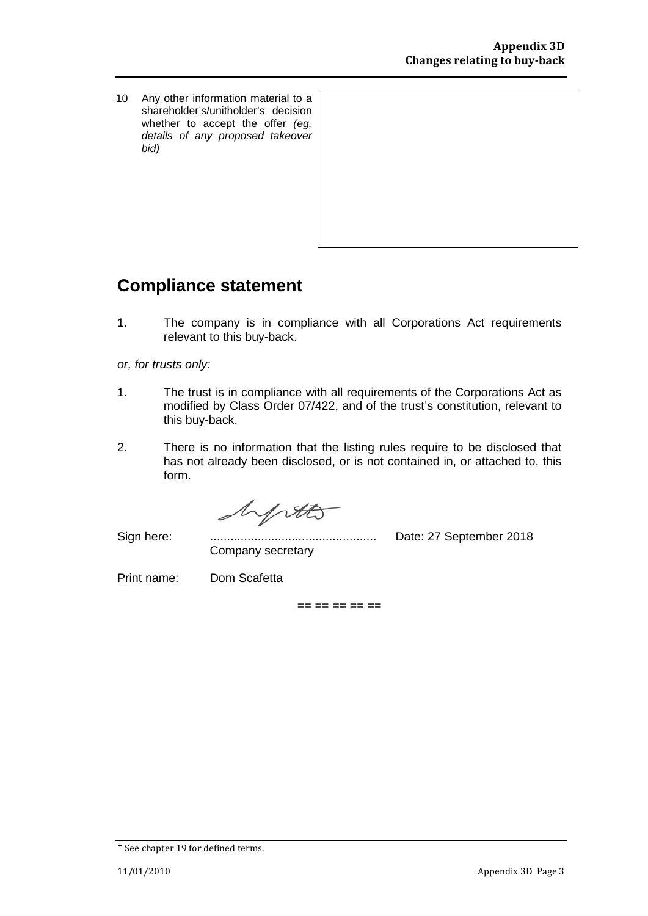| | |
|---|---|
| 10 Any other information material to a shareholder's/unitholder's decision whether to accept the offer *(eg, details of any proposed takeover bid)* | |

## Compliance statement

1. The company is in compliance with all Corporations Act requirements relevant to this buy-back.

*or, for trusts only:*

1. The trust is in compliance with all requirements of the Corporations Act as modified by Class Order 07/422, and of the trust's constitution, relevant to this buy-back.

2. There is no information that the listing rules require to be disclosed that has not already been disclosed, or is not contained in, or attached to, this form.

Sign here: ................................................ Date: 27 September 2018
Company secretary

Print name: Dom Scafetta

== == == == ==

+ See chapter 19 for defined terms.